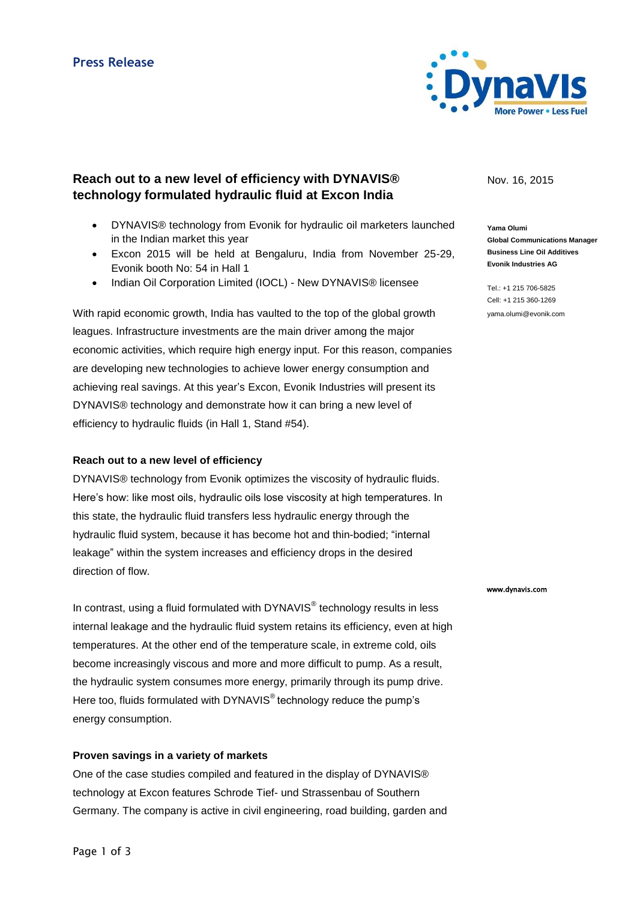Press Release

# Reach out to a new level of efficiency with DYNAVIS® technology formulated hydraulic fluid at Excon India

Nov. 16, 2015

**Yama Olumi**
**Global Communications Manager**
**Business Line Oil Additives**
**Evonik Industries AG**

Tel.: +1 215 706-5825
Cell: +1 215 360-1269
yama.olumi@evonik.com

www.dynavis.com

- DYNAVIS® technology from Evonik for hydraulic oil marketers launched in the Indian market this year
- Excon 2015 will be held at Bengaluru, India from November 25-29, Evonik booth No: 54 in Hall 1
- Indian Oil Corporation Limited (IOCL) - New DYNAVIS® licensee

With rapid economic growth, India has vaulted to the top of the global growth leagues. Infrastructure investments are the main driver among the major economic activities, which require high energy input. For this reason, companies are developing new technologies to achieve lower energy consumption and achieving real savings. At this year's Excon, Evonik Industries will present its DYNAVIS® technology and demonstrate how it can bring a new level of efficiency to hydraulic fluids (in Hall 1, Stand #54).

### Reach out to a new level of efficiency

DYNAVIS® technology from Evonik optimizes the viscosity of hydraulic fluids. Here's how: like most oils, hydraulic oils lose viscosity at high temperatures. In this state, the hydraulic fluid transfers less hydraulic energy through the hydraulic fluid system, because it has become hot and thin-bodied; "internal leakage" within the system increases and efficiency drops in the desired direction of flow.

In contrast, using a fluid formulated with DYNAVIS® technology results in less internal leakage and the hydraulic fluid system retains its efficiency, even at high temperatures. At the other end of the temperature scale, in extreme cold, oils become increasingly viscous and more and more difficult to pump. As a result, the hydraulic system consumes more energy, primarily through its pump drive. Here too, fluids formulated with DYNAVIS® technology reduce the pump's energy consumption.

### Proven savings in a variety of markets

One of the case studies compiled and featured in the display of DYNAVIS® technology at Excon features Schrode Tief- und Strassenbau of Southern Germany. The company is active in civil engineering, road building, garden and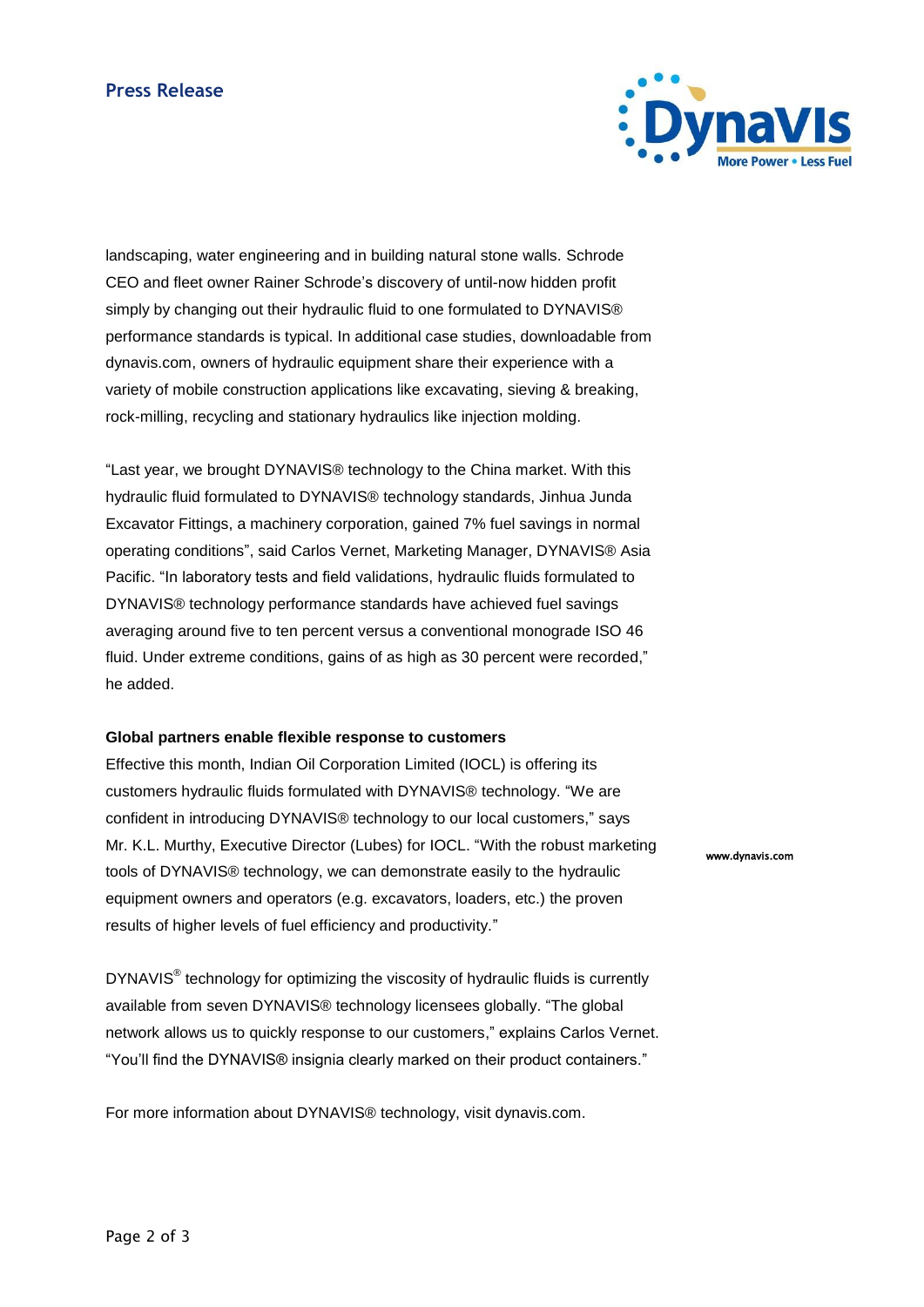landscaping, water engineering and in building natural stone walls. Schrode CEO and fleet owner Rainer Schrode's discovery of until-now hidden profit simply by changing out their hydraulic fluid to one formulated to DYNAVIS® performance standards is typical. In additional case studies, downloadable from dynavis.com, owners of hydraulic equipment share their experience with a variety of mobile construction applications like excavating, sieving & breaking, rock-milling, recycling and stationary hydraulics like injection molding.

"Last year, we brought DYNAVIS® technology to the China market. With this hydraulic fluid formulated to DYNAVIS® technology standards, Jinhua Junda Excavator Fittings, a machinery corporation, gained 7% fuel savings in normal operating conditions", said Carlos Vernet, Marketing Manager, DYNAVIS® Asia Pacific. "In laboratory tests and field validations, hydraulic fluids formulated to DYNAVIS® technology performance standards have achieved fuel savings averaging around five to ten percent versus a conventional monograde ISO 46 fluid. Under extreme conditions, gains of as high as 30 percent were recorded," he added.

**Global partners enable flexible response to customers**

Effective this month, Indian Oil Corporation Limited (IOCL) is offering its customers hydraulic fluids formulated with DYNAVIS® technology. "We are confident in introducing DYNAVIS® technology to our local customers," says Mr. K.L. Murthy, Executive Director (Lubes) for IOCL. "With the robust marketing tools of DYNAVIS® technology, we can demonstrate easily to the hydraulic equipment owners and operators (e.g. excavators, loaders, etc.) the proven results of higher levels of fuel efficiency and productivity."

DYNAVIS® technology for optimizing the viscosity of hydraulic fluids is currently available from seven DYNAVIS® technology licensees globally. "The global network allows us to quickly response to our customers," explains Carlos Vernet. "You'll find the DYNAVIS® insignia clearly marked on their product containers."

For more information about DYNAVIS® technology, visit dynavis.com.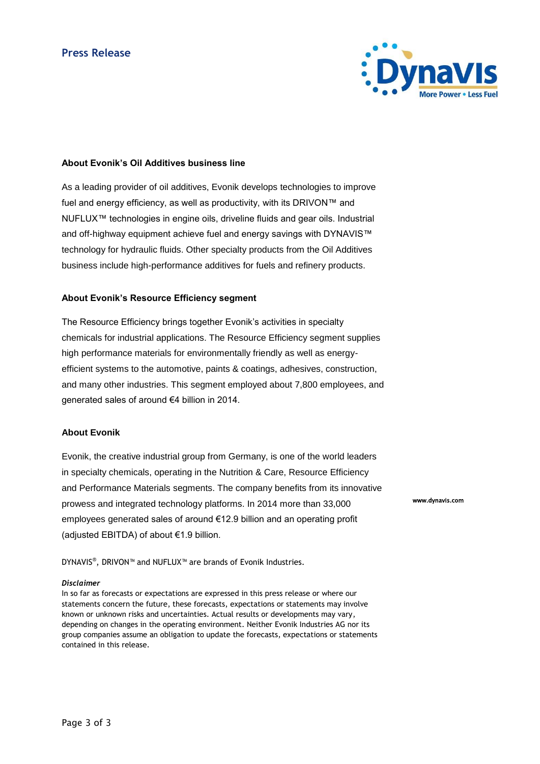### About Evonik's Oil Additives business line

As a leading provider of oil additives, Evonik develops technologies to improve fuel and energy efficiency, as well as productivity, with its DRIVON™ and NUFLUX™ technologies in engine oils, driveline fluids and gear oils. Industrial and off-highway equipment achieve fuel and energy savings with DYNAVIS™ technology for hydraulic fluids. Other specialty products from the Oil Additives business include high-performance additives for fuels and refinery products.

### About Evonik's Resource Efficiency segment

The Resource Efficiency brings together Evonik's activities in specialty chemicals for industrial applications. The Resource Efficiency segment supplies high performance materials for environmentally friendly as well as energy-efficient systems to the automotive, paints & coatings, adhesives, construction, and many other industries. This segment employed about 7,800 employees, and generated sales of around €4 billion in 2014.

### About Evonik

Evonik, the creative industrial group from Germany, is one of the world leaders in specialty chemicals, operating in the Nutrition & Care, Resource Efficiency and Performance Materials segments. The company benefits from its innovative prowess and integrated technology platforms. In 2014 more than 33,000 employees generated sales of around €12.9 billion and an operating profit (adjusted EBITDA) of about €1.9 billion.

www.dynavis.com

DYNAVIS®, DRIVON™ and NUFLUX™ are brands of Evonik Industries.

***Disclaimer***

In so far as forecasts or expectations are expressed in this press release or where our statements concern the future, these forecasts, expectations or statements may involve known or unknown risks and uncertainties. Actual results or developments may vary, depending on changes in the operating environment. Neither Evonik Industries AG nor its group companies assume an obligation to update the forecasts, expectations or statements contained in this release.